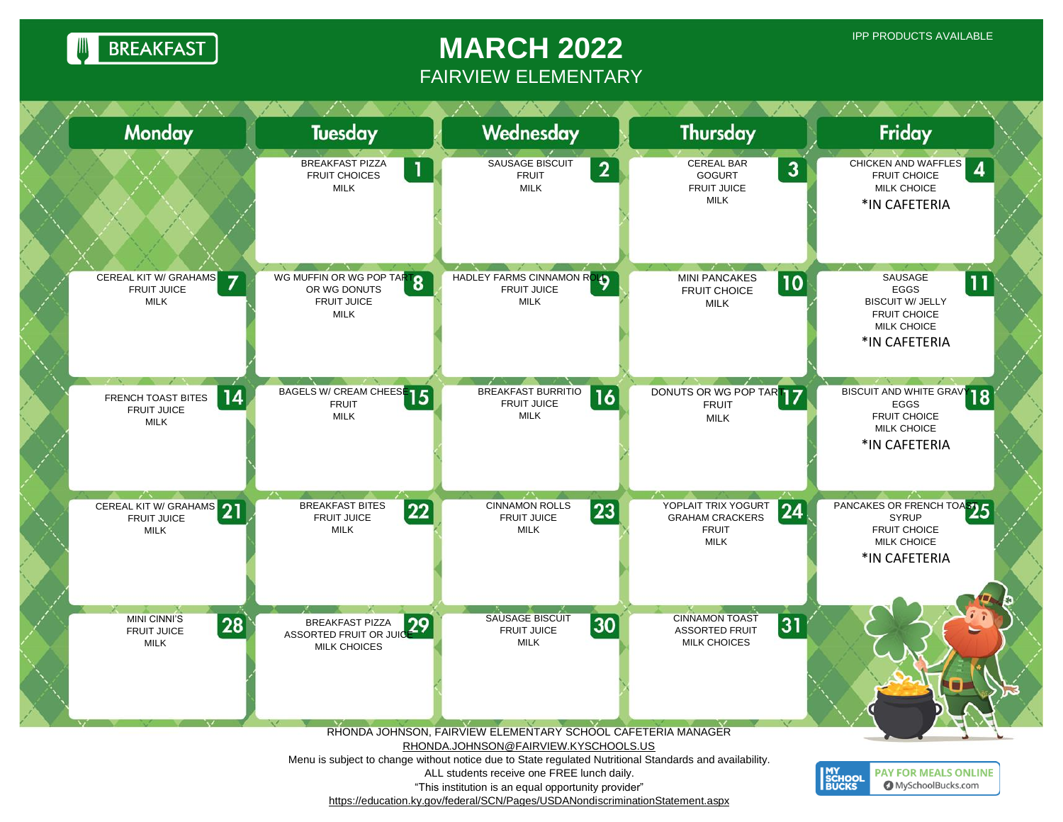BREAKFAST

# MARCH 2022

## FAIRVIEW ELEMENTARY

IPP PRODUCTS AVAILABLE

| Monday | Tuesday | Wednesday | Thursday | Friday |
|---|---|---|---|---|
| | **1** BREAKFAST PIZZA<br>FRUIT CHOICES<br>MILK | **2** SAUSAGE BISCUIT<br>FRUIT<br>MILK | **3** CEREAL BAR<br>GOGURT<br>FRUIT JUICE<br>MILK | **4** CHICKEN AND WAFFLES<br>FRUIT CHOICE<br>MILK CHOICE<br>*IN CAFETERIA |
| **7** CEREAL KIT W/ GRAHAMS<br>FRUIT JUICE<br>MILK | **8** WG MUFFIN OR WG POP TART<br>OR WG DONUTS<br>FRUIT JUICE<br>MILK | **9** HADLEY FARMS CINNAMON ROLL<br>FRUIT JUICE<br>MILK | **10** MINI PANCAKES<br>FRUIT CHOICE<br>MILK | **11** SAUSAGE<br>EGGS<br>BISCUIT W/ JELLY<br>FRUIT CHOICE<br>MILK CHOICE<br>*IN CAFETERIA |
| **14** FRENCH TOAST BITES<br>FRUIT JUICE<br>MILK | **15** BAGELS W/ CREAM CHEESE<br>FRUIT<br>MILK | **16** BREAKFAST BURRITIO<br>FRUIT JUICE<br>MILK | **17** DONUTS OR WG POP TART<br>FRUIT<br>MILK | **18** BISCUIT AND WHITE GRAVY<br>EGGS<br>FRUIT CHOICE<br>MILK CHOICE<br>*IN CAFETERIA |
| **21** CEREAL KIT W/ GRAHAMS<br>FRUIT JUICE<br>MILK | **22** BREAKFAST BITES<br>FRUIT JUICE<br>MILK | **23** CINNAMON ROLLS<br>FRUIT JUICE<br>MILK | **24** YOPLAIT TRIX YOGURT<br>GRAHAM CRACKERS<br>FRUIT<br>MILK | **25** PANCAKES OR FRENCH TOAST<br>SYRUP<br>FRUIT CHOICE<br>MILK CHOICE<br>*IN CAFETERIA |
| **28** MINI CINNI'S<br>FRUIT JUICE<br>MILK | **29** BREAKFAST PIZZA<br>ASSORTED FRUIT OR JUICE<br>MILK CHOICES | **30** SAUSAGE BISCUIT<br>FRUIT JUICE<br>MILK | **31** CINNAMON TOAST<br>ASSORTED FRUIT<br>MILK CHOICES | |

RHONDA JOHNSON, FAIRVIEW ELEMENTARY SCHOOL CAFETERIA MANAGER
RHONDA.JOHNSON@FAIRVIEW.KYSCHOOLS.US
Menu is subject to change without notice due to State regulated Nutritional Standards and availability.
ALL students receive one FREE lunch daily.
"This institution is an equal opportunity provider"
https://education.ky.gov/federal/SCN/Pages/USDANondiscriminationStatement.aspx

MY SCHOOL BUCKS — PAY FOR MEALS ONLINE — MySchoolBucks.com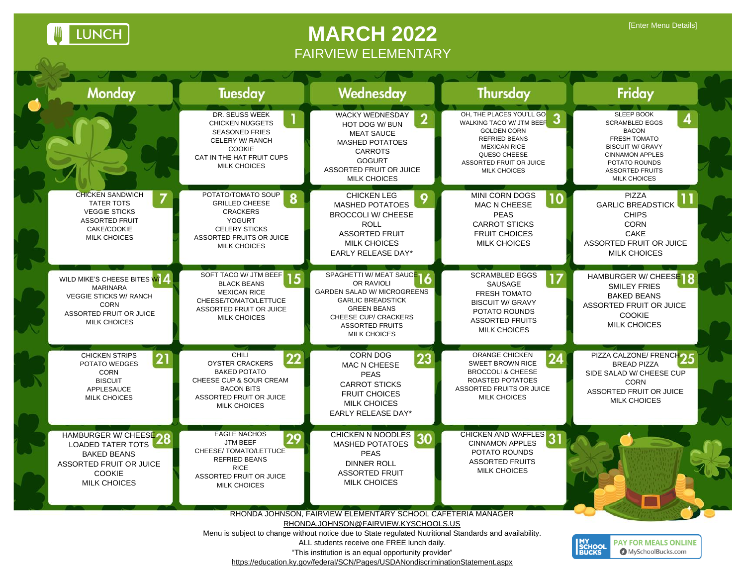LUNCH

# MARCH 2022

## FAIRVIEW ELEMENTARY

[Enter Menu Details]

| Monday | Tuesday | Wednesday | Thursday | Friday |
|---|---|---|---|---|
| | **1** DR. SEUSS WEEK<br>CHICKEN NUGGETS<br>SEASONED FRIES<br>CELERY W/ RANCH<br>COOKIE<br>CAT IN THE HAT FRUIT CUPS<br>MILK CHOICES | **2** WACKY WEDNESDAY<br>HOT DOG W/ BUN<br>MEAT SAUCE<br>MASHED POTATOES<br>CARROTS<br>GOGURT<br>ASSORTED FRUIT OR JUICE<br>MILK CHOICES | **3** OH, THE PLACES YOU'LL GO<br>WALKING TACO W/ JTM BEEF<br>GOLDEN CORN<br>REFRIED BEANS<br>MEXICAN RICE<br>QUESO CHEESE<br>ASSORTED FRUIT OR JUICE<br>MILK CHOICES | **4** SLEEP BOOK<br>SCRAMBLED EGGS<br>BACON<br>FRESH TOMATO<br>BISCUIT W/ GRAVY<br>CINNAMON APPLES<br>POTATO ROUNDS<br>ASSORTED FRUITS<br>MILK CHOICES |
| **7** CHICKEN SANDWICH<br>TATER TOTS<br>VEGGIE STICKS<br>ASSORTED FRUIT<br>CAKE/COOKIE<br>MILK CHOICES | **8** POTATO/TOMATO SOUP<br>GRILLED CHEESE<br>CRACKERS<br>YOGURT<br>CELERY STICKS<br>ASSORTED FRUITS OR JUICE<br>MILK CHOICES | **9** CHICKEN LEG<br>MASHED POTATOES<br>BROCCOLI W/ CHEESE<br>ROLL<br>ASSORTED FRUIT<br>MILK CHOICES<br>EARLY RELEASE DAY* | **10** MINI CORN DOGS<br>MAC N CHEESE<br>PEAS<br>CARROT STICKS<br>FRUIT CHOICES<br>MILK CHOICES | **11** PIZZA<br>GARLIC BREADSTICK<br>CHIPS<br>CORN<br>CAKE<br>ASSORTED FRUIT OR JUICE<br>MILK CHOICES |
| **14** WILD MIKE'S CHEESE BITES W/<br>MARINARA<br>VEGGIE STICKS W/ RANCH<br>CORN<br>ASSORTED FRUIT OR JUICE<br>MILK CHOICES | **15** SOFT TACO W/ JTM BEEF<br>BLACK BEANS<br>MEXICAN RICE<br>CHEESE/TOMATO/LETTUCE<br>ASSORTED FRUIT OR JUICE<br>MILK CHOICES | **16** SPAGHETTI W/ MEAT SAUCE<br>OR RAVIOLI<br>GARDEN SALAD W/ MICROGREENS<br>GARLIC BREADSTICK<br>GREEN BEANS<br>CHEESE CUP/ CRACKERS<br>ASSORTED FRUITS<br>MILK CHOICES | **17** SCRAMBLED EGGS<br>SAUSAGE<br>FRESH TOMATO<br>BISCUIT W/ GRAVY<br>POTATO ROUNDS<br>ASSORTED FRUITS<br>MILK CHOICES | **18** HAMBURGER W/ CHEESE<br>SMILEY FRIES<br>BAKED BEANS<br>ASSORTED FRUIT OR JUICE<br>COOKIE<br>MILK CHOICES |
| **21** CHICKEN STRIPS<br>POTATO WEDGES<br>CORN<br>BISCUIT<br>APPLESAUCE<br>MILK CHOICES | **22** CHILI<br>OYSTER CRACKERS<br>BAKED POTATO<br>CHEESE CUP & SOUR CREAM<br>BACON BITS<br>ASSORTED FRUIT OR JUICE<br>MILK CHOICES | **23** CORN DOG<br>MAC N CHEESE<br>PEAS<br>CARROT STICKS<br>FRUIT CHOICES<br>MILK CHOICES<br>EARLY RELEASE DAY* | **24** ORANGE CHICKEN<br>SWEET BROWN RICE<br>BROCCOLI & CHEESE<br>ROASTED POTATOES<br>ASSORTED FRUITS OR JUICE<br>MILK CHOICES | **25** PIZZA CALZONE/ FRENCH<br>BREAD PIZZA<br>SIDE SALAD W/ CHEESE CUP<br>CORN<br>ASSORTED FRUIT OR JUICE<br>MILK CHOICES |
| **28** HAMBURGER W/ CHEESE<br>LOADED TATER TOTS<br>BAKED BEANS<br>ASSORTED FRUIT OR JUICE<br>COOKIE<br>MILK CHOICES | **29** EAGLE NACHOS<br>JTM BEEF<br>CHEESE/ TOMATO/LETTUCE<br>REFRIED BEANS<br>RICE<br>ASSORTED FRUIT OR JUICE<br>MILK CHOICES | **30** CHICKEN N NOODLES<br>MASHED POTATOES<br>PEAS<br>DINNER ROLL<br>ASSORTED FRUIT<br>MILK CHOICES | **31** CHICKEN AND WAFFLES<br>CINNAMON APPLES<br>POTATO ROUNDS<br>ASSORTED FRUITS<br>MILK CHOICES | |

RHONDA JOHNSON, FAIRVIEW ELEMENTARY SCHOOL CAFETERIA MANAGER
RHONDA.JOHNSON@FAIRVIEW.KYSCHOOLS.US
Menu is subject to change without notice due to State regulated Nutritional Standards and availability.
ALL students receive one FREE lunch daily.
"This institution is an equal opportunity provider"
https://education.ky.gov/federal/SCN/Pages/USDANondiscriminationStatement.aspx

MY SCHOOL BUCKS — PAY FOR MEALS ONLINE — MySchoolBucks.com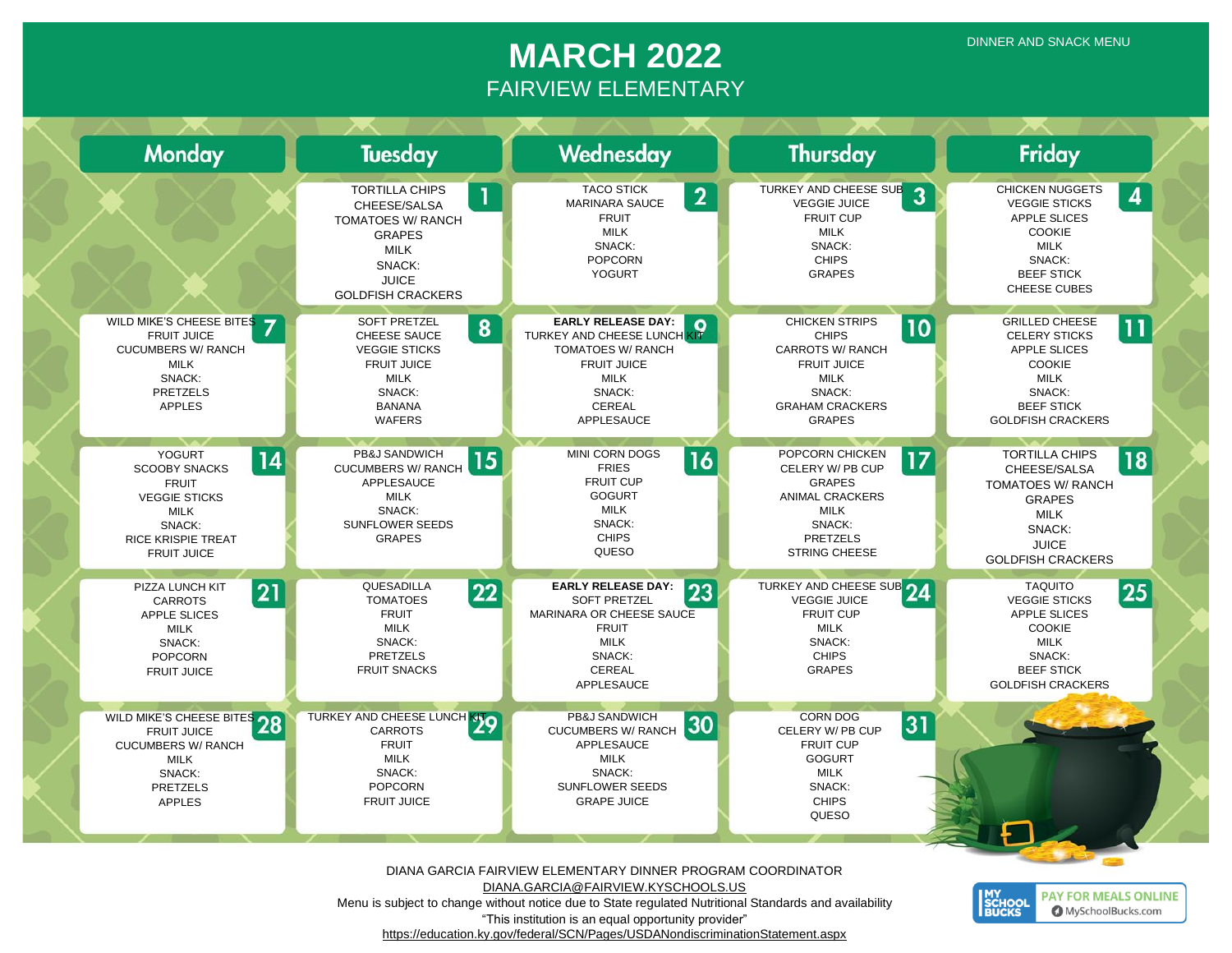# MARCH 2022

## FAIRVIEW ELEMENTARY

DINNER AND SNACK MENU

| Monday | Tuesday | Wednesday | Thursday | Friday |
|---|---|---|---|---|
| | **1** TORTILLA CHIPS, CHEESE/SALSA, TOMATOES W/ RANCH, GRAPES, MILK, SNACK: JUICE, GOLDFISH CRACKERS | **2** TACO STICK, MARINARA SAUCE, FRUIT, MILK, SNACK: POPCORN, YOGURT | **3** TURKEY AND CHEESE SUB, VEGGIE JUICE, FRUIT CUP, MILK, SNACK: CHIPS, GRAPES | **4** CHICKEN NUGGETS, VEGGIE STICKS, APPLE SLICES, COOKIE, MILK, SNACK: BEEF STICK, CHEESE CUBES |
| **7** WILD MIKE'S CHEESE BITES, FRUIT JUICE, CUCUMBERS W/ RANCH, MILK, SNACK: PRETZELS, APPLES | **8** SOFT PRETZEL, CHEESE SAUCE, VEGGIE STICKS, FRUIT JUICE, MILK, SNACK: BANANA, WAFERS | **9** **EARLY RELEASE DAY:** TURKEY AND CHEESE LUNCH KIT, TOMATOES W/ RANCH, FRUIT JUICE, MILK, SNACK: CEREAL, APPLESAUCE | **10** CHICKEN STRIPS, CHIPS, CARROTS W/ RANCH, FRUIT JUICE, MILK, SNACK: GRAHAM CRACKERS, GRAPES | **11** GRILLED CHEESE, CELERY STICKS, APPLE SLICES, COOKIE, MILK, SNACK: BEEF STICK, GOLDFISH CRACKERS |
| **14** YOGURT, SCOOBY SNACKS, FRUIT, VEGGIE STICKS, MILK, SNACK: RICE KRISPIE TREAT, FRUIT JUICE | **15** PB&J SANDWICH, CUCUMBERS W/ RANCH, APPLESAUCE, MILK, SNACK: SUNFLOWER SEEDS, GRAPES | **16** MINI CORN DOGS, FRIES, FRUIT CUP, GOGURT, MILK, SNACK: CHIPS, QUESO | **17** POPCORN CHICKEN, CELERY W/ PB CUP, GRAPES, ANIMAL CRACKERS, MILK, SNACK: PRETZELS, STRING CHEESE | **18** TORTILLA CHIPS, CHEESE/SALSA, TOMATOES W/ RANCH, GRAPES, MILK, SNACK: JUICE, GOLDFISH CRACKERS |
| **21** PIZZA LUNCH KIT, CARROTS, APPLE SLICES, MILK, SNACK: POPCORN, FRUIT JUICE | **22** QUESADILLA, TOMATOES, FRUIT, MILK, SNACK: PRETZELS, FRUIT SNACKS | **23** **EARLY RELEASE DAY:** SOFT PRETZEL, MARINARA OR CHEESE SAUCE, FRUIT, MILK, SNACK: CEREAL, APPLESAUCE | **24** TURKEY AND CHEESE SUB, VEGGIE JUICE, FRUIT CUP, MILK, SNACK: CHIPS, GRAPES | **25** TAQUITO, VEGGIE STICKS, APPLE SLICES, COOKIE, MILK, SNACK: BEEF STICK, GOLDFISH CRACKERS |
| **28** WILD MIKE'S CHEESE BITES, FRUIT JUICE, CUCUMBERS W/ RANCH, MILK, SNACK: PRETZELS, APPLES | **29** TURKEY AND CHEESE LUNCH KIT, CARROTS, FRUIT, MILK, SNACK: POPCORN, FRUIT JUICE | **30** PB&J SANDWICH, CUCUMBERS W/ RANCH, APPLESAUCE, MILK, SNACK: SUNFLOWER SEEDS, GRAPE JUICE | **31** CORN DOG, CELERY W/ PB CUP, FRUIT CUP, GOGURT, MILK, SNACK: CHIPS, QUESO | |

DIANA GARCIA FAIRVIEW ELEMENTARY DINNER PROGRAM COORDINATOR

DIANA.GARCIA@FAIRVIEW.KYSCHOOLS.US

Menu is subject to change without notice due to State regulated Nutritional Standards and availability

"This institution is an equal opportunity provider"

https://education.ky.gov/federal/SCN/Pages/USDANondiscriminationStatement.aspx

MY SCHOOL BUCKS — PAY FOR MEALS ONLINE — MySchoolBucks.com